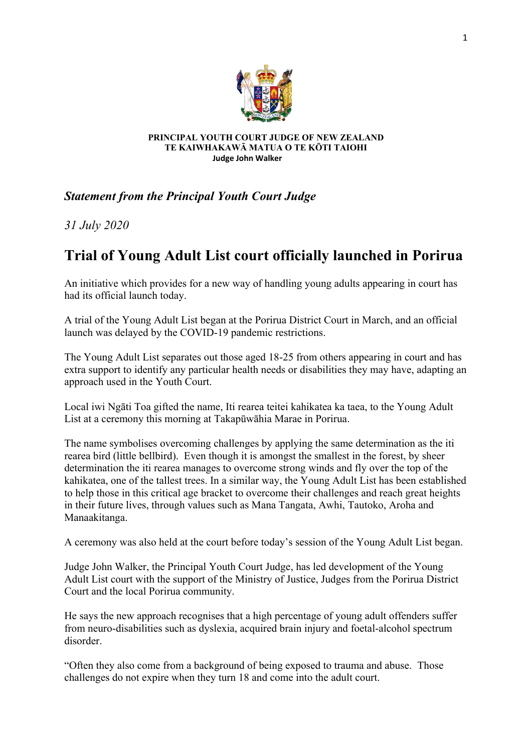**PRINCIPAL YOUTH COURT JUDGE OF NEW ZEALAND**
**TE KAIWHAKAWĀ MATUA O TE KŌTI TAIOHI**
**Judge John Walker**

***Statement from the Principal Youth Court Judge***

*31 July 2020*

# Trial of Young Adult List court officially launched in Porirua

An initiative which provides for a new way of handling young adults appearing in court has had its official launch today.

A trial of the Young Adult List began at the Porirua District Court in March, and an official launch was delayed by the COVID-19 pandemic restrictions.

The Young Adult List separates out those aged 18-25 from others appearing in court and has extra support to identify any particular health needs or disabilities they may have, adapting an approach used in the Youth Court.

Local iwi Ngāti Toa gifted the name, Iti rearea teitei kahikatea ka taea, to the Young Adult List at a ceremony this morning at Takapūwāhia Marae in Porirua.

The name symbolises overcoming challenges by applying the same determination as the iti rearea bird (little bellbird). Even though it is amongst the smallest in the forest, by sheer determination the iti rearea manages to overcome strong winds and fly over the top of the kahikatea, one of the tallest trees. In a similar way, the Young Adult List has been established to help those in this critical age bracket to overcome their challenges and reach great heights in their future lives, through values such as Mana Tangata, Awhi, Tautoko, Aroha and Manaakitanga.

A ceremony was also held at the court before today's session of the Young Adult List began.

Judge John Walker, the Principal Youth Court Judge, has led development of the Young Adult List court with the support of the Ministry of Justice, Judges from the Porirua District Court and the local Porirua community.

He says the new approach recognises that a high percentage of young adult offenders suffer from neuro-disabilities such as dyslexia, acquired brain injury and foetal-alcohol spectrum disorder.

"Often they also come from a background of being exposed to trauma and abuse. Those challenges do not expire when they turn 18 and come into the adult court.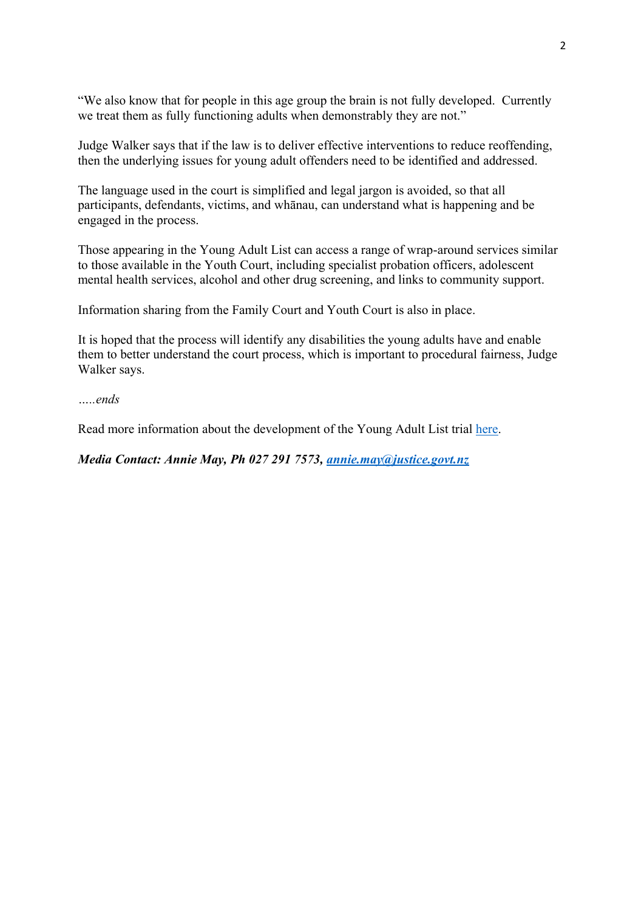"We also know that for people in this age group the brain is not fully developed. Currently we treat them as fully functioning adults when demonstrably they are not."

Judge Walker says that if the law is to deliver effective interventions to reduce reoffending, then the underlying issues for young adult offenders need to be identified and addressed.

The language used in the court is simplified and legal jargon is avoided, so that all participants, defendants, victims, and whānau, can understand what is happening and be engaged in the process.

Those appearing in the Young Adult List can access a range of wrap-around services similar to those available in the Youth Court, including specialist probation officers, adolescent mental health services, alcohol and other drug screening, and links to community support.

Information sharing from the Family Court and Youth Court is also in place.

It is hoped that the process will identify any disabilities the young adults have and enable them to better understand the court process, which is important to procedural fairness, Judge Walker says.

*.....ends*

Read more information about the development of the Young Adult List trial here.

***Media Contact: Annie May, Ph 027 291 7573, annie.may@justice.govt.nz***